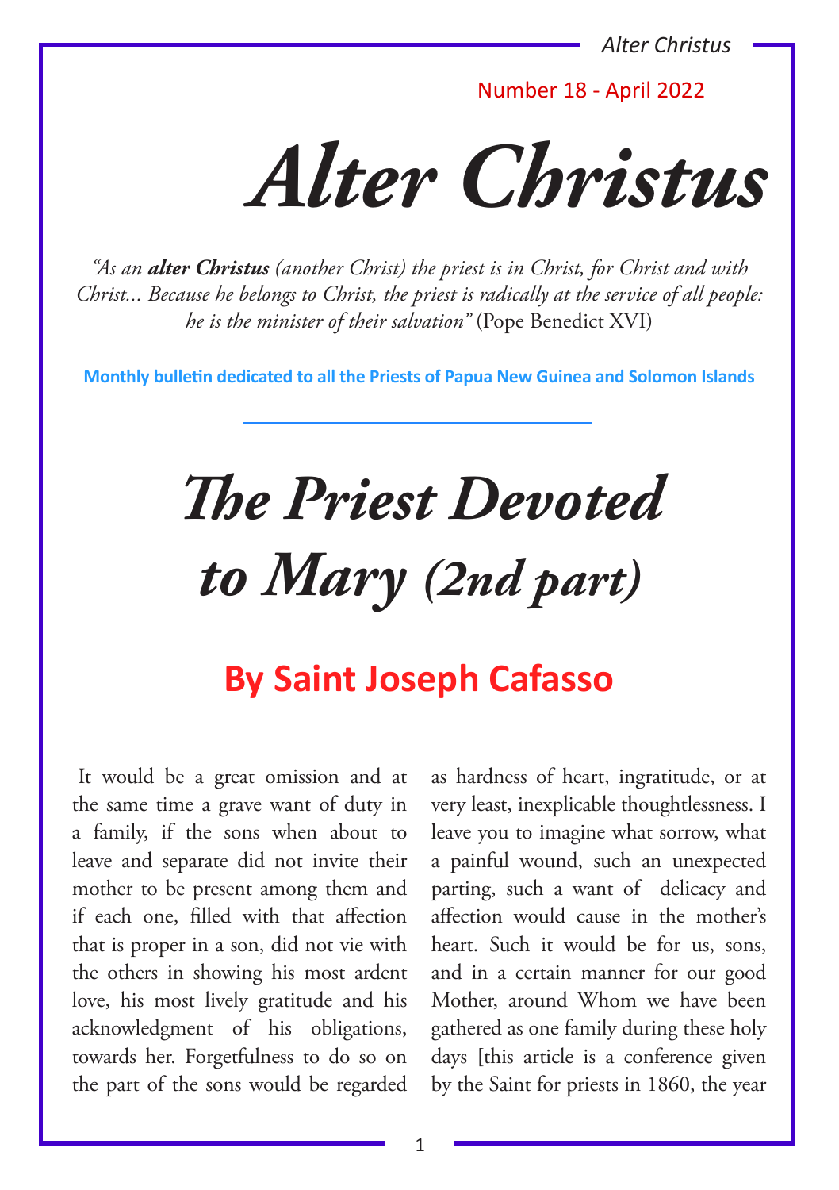Number 18 - April 2022

# Alter Christus

*"As an **alter Christus** (another Christ) the priest is in Christ, for Christ and with Christ... Because he belongs to Christ, the priest is radically at the service of all people: he is the minister of their salvation"* (Pope Benedict XVI)

**Monthly bulletin dedicated to all the Priests of Papua New Guinea and Solomon Islands**

# *The Priest Devoted to Mary (2nd part)*

## By Saint Joseph Cafasso

It would be a great omission and at the same time a grave want of duty in a family, if the sons when about to leave and separate did not invite their mother to be present among them and if each one, filled with that affection that is proper in a son, did not vie with the others in showing his most ardent love, his most lively gratitude and his acknowledgment of his obligations, towards her. Forgetfulness to do so on the part of the sons would be regarded as hardness of heart, ingratitude, or at very least, inexplicable thoughtlessness. I leave you to imagine what sorrow, what a painful wound, such an unexpected parting, such a want of delicacy and affection would cause in the mother's heart. Such it would be for us, sons, and in a certain manner for our good Mother, around Whom we have been gathered as one family during these holy days [this article is a conference given by the Saint for priests in 1860, the year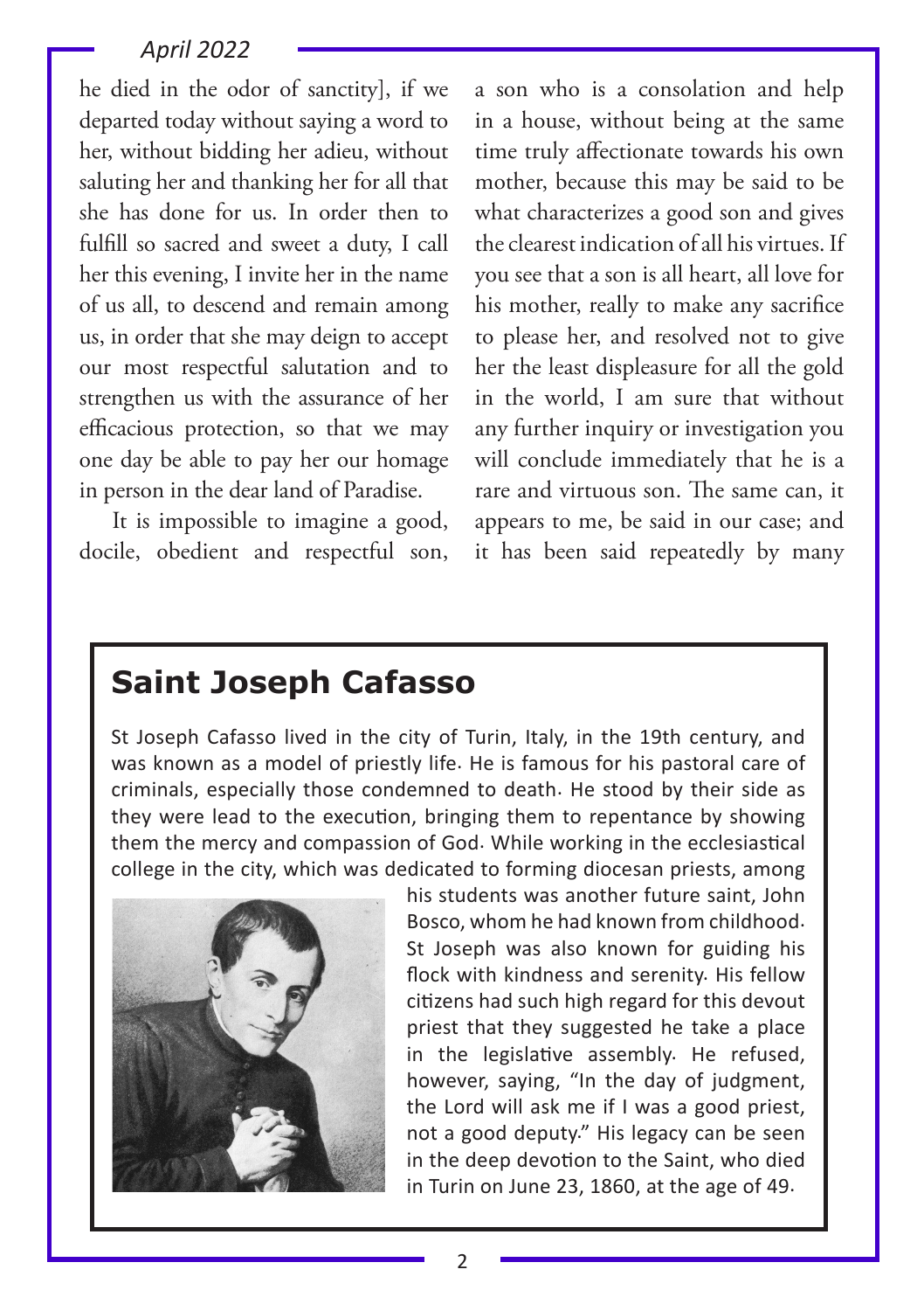he died in the odor of sanctity], if we departed today without saying a word to her, without bidding her adieu, without saluting her and thanking her for all that she has done for us. In order then to fulfill so sacred and sweet a duty, I call her this evening, I invite her in the name of us all, to descend and remain among us, in order that she may deign to accept our most respectful salutation and to strengthen us with the assurance of her efficacious protection, so that we may one day be able to pay her our homage in person in the dear land of Paradise.

It is impossible to imagine a good, docile, obedient and respectful son, a son who is a consolation and help in a house, without being at the same time truly affectionate towards his own mother, because this may be said to be what characterizes a good son and gives the clearest indication of all his virtues. If you see that a son is all heart, all love for his mother, really to make any sacrifice to please her, and resolved not to give her the least displeasure for all the gold in the world, I am sure that without any further inquiry or investigation you will conclude immediately that he is a rare and virtuous son. The same can, it appears to me, be said in our case; and it has been said repeatedly by many

## Saint Joseph Cafasso

St Joseph Cafasso lived in the city of Turin, Italy, in the 19th century, and was known as a model of priestly life. He is famous for his pastoral care of criminals, especially those condemned to death. He stood by their side as they were lead to the execution, bringing them to repentance by showing them the mercy and compassion of God. While working in the ecclesiastical college in the city, which was dedicated to forming diocesan priests, among his students was another future saint, John Bosco, whom he had known from childhood. St Joseph was also known for guiding his flock with kindness and serenity. His fellow citizens had such high regard for this devout priest that they suggested he take a place in the legislative assembly. He refused, however, saying, "In the day of judgment, the Lord will ask me if I was a good priest, not a good deputy." His legacy can be seen in the deep devotion to the Saint, who died in Turin on June 23, 1860, at the age of 49.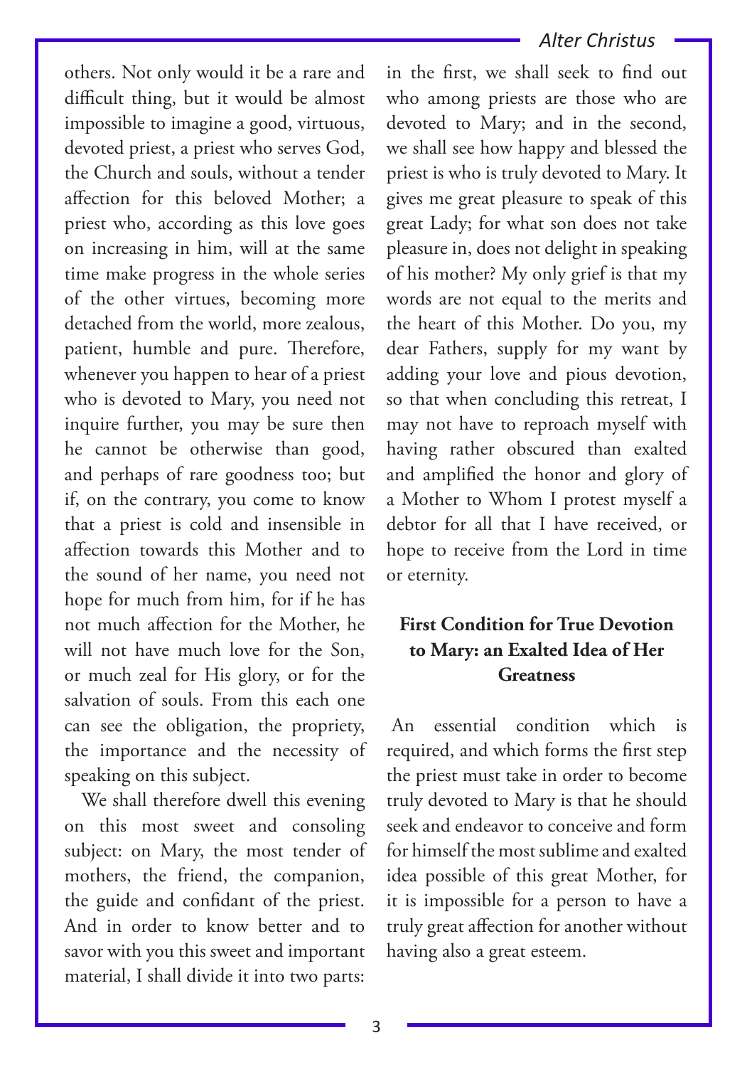others. Not only would it be a rare and difficult thing, but it would be almost impossible to imagine a good, virtuous, devoted priest, a priest who serves God, the Church and souls, without a tender affection for this beloved Mother; a priest who, according as this love goes on increasing in him, will at the same time make progress in the whole series of the other virtues, becoming more detached from the world, more zealous, patient, humble and pure. Therefore, whenever you happen to hear of a priest who is devoted to Mary, you need not inquire further, you may be sure then he cannot be otherwise than good, and perhaps of rare goodness too; but if, on the contrary, you come to know that a priest is cold and insensible in affection towards this Mother and to the sound of her name, you need not hope for much from him, for if he has not much affection for the Mother, he will not have much love for the Son, or much zeal for His glory, or for the salvation of souls. From this each one can see the obligation, the propriety, the importance and the necessity of speaking on this subject.

We shall therefore dwell this evening on this most sweet and consoling subject: on Mary, the most tender of mothers, the friend, the companion, the guide and confidant of the priest. And in order to know better and to savor with you this sweet and important material, I shall divide it into two parts: in the first, we shall seek to find out who among priests are those who are devoted to Mary; and in the second, we shall see how happy and blessed the priest is who is truly devoted to Mary. It gives me great pleasure to speak of this great Lady; for what son does not take pleasure in, does not delight in speaking of his mother? My only grief is that my words are not equal to the merits and the heart of this Mother. Do you, my dear Fathers, supply for my want by adding your love and pious devotion, so that when concluding this retreat, I may not have to reproach myself with having rather obscured than exalted and amplified the honor and glory of a Mother to Whom I protest myself a debtor for all that I have received, or hope to receive from the Lord in time or eternity.

## First Condition for True Devotion to Mary: an Exalted Idea of Her Greatness

An essential condition which is required, and which forms the first step the priest must take in order to become truly devoted to Mary is that he should seek and endeavor to conceive and form for himself the most sublime and exalted idea possible of this great Mother, for it is impossible for a person to have a truly great affection for another without having also a great esteem.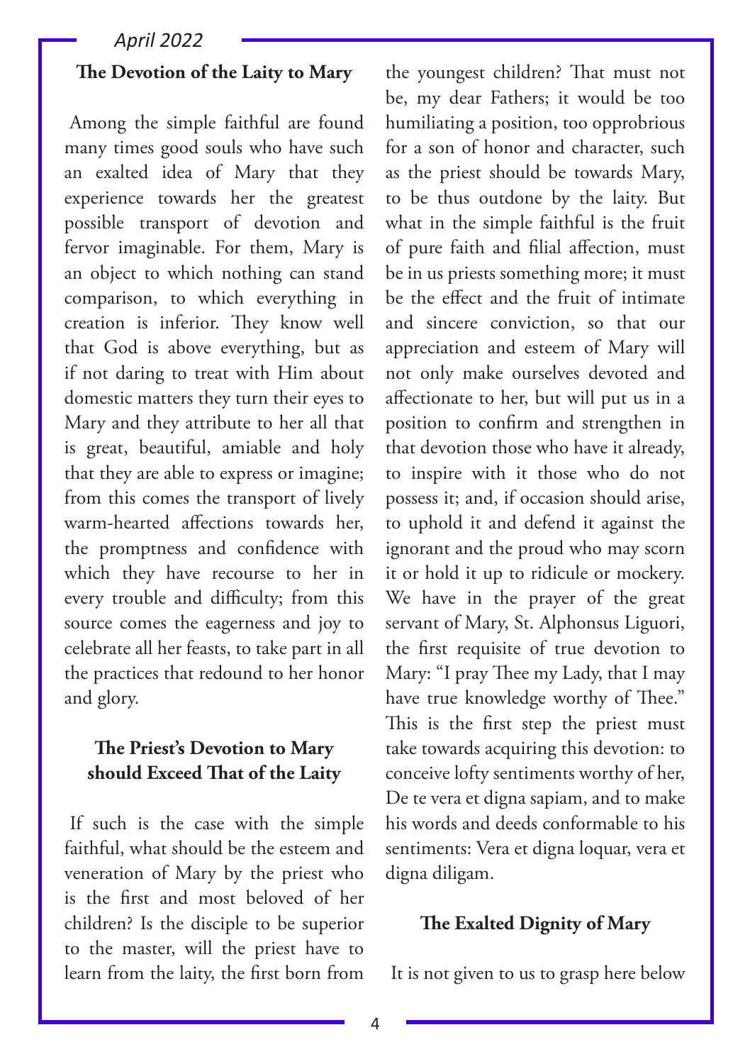## The Devotion of the Laity to Mary

Among the simple faithful are found many times good souls who have such an exalted idea of Mary that they experience towards her the greatest possible transport of devotion and fervor imaginable. For them, Mary is an object to which nothing can stand comparison, to which everything in creation is inferior. They know well that God is above everything, but as if not daring to treat with Him about domestic matters they turn their eyes to Mary and they attribute to her all that is great, beautiful, amiable and holy that they are able to express or imagine; from this comes the transport of lively warm-hearted affections towards her, the promptness and confidence with which they have recourse to her in every trouble and difficulty; from this source comes the eagerness and joy to celebrate all her feasts, to take part in all the practices that redound to her honor and glory.

## The Priest's Devotion to Mary should Exceed That of the Laity

If such is the case with the simple faithful, what should be the esteem and veneration of Mary by the priest who is the first and most beloved of her children? Is the disciple to be superior to the master, will the priest have to learn from the laity, the first born from the youngest children? That must not be, my dear Fathers; it would be too humiliating a position, too opprobrious for a son of honor and character, such as the priest should be towards Mary, to be thus outdone by the laity. But what in the simple faithful is the fruit of pure faith and filial affection, must be in us priests something more; it must be the effect and the fruit of intimate and sincere conviction, so that our appreciation and esteem of Mary will not only make ourselves devoted and affectionate to her, but will put us in a position to confirm and strengthen in that devotion those who have it already, to inspire with it those who do not possess it; and, if occasion should arise, to uphold it and defend it against the ignorant and the proud who may scorn it or hold it up to ridicule or mockery. We have in the prayer of the great servant of Mary, St. Alphonsus Liguori, the first requisite of true devotion to Mary: "I pray Thee my Lady, that I may have true knowledge worthy of Thee." This is the first step the priest must take towards acquiring this devotion: to conceive lofty sentiments worthy of her, De te vera et digna sapiam, and to make his words and deeds conformable to his sentiments: Vera et digna loquar, vera et digna diligam.

## The Exalted Dignity of Mary

It is not given to us to grasp here below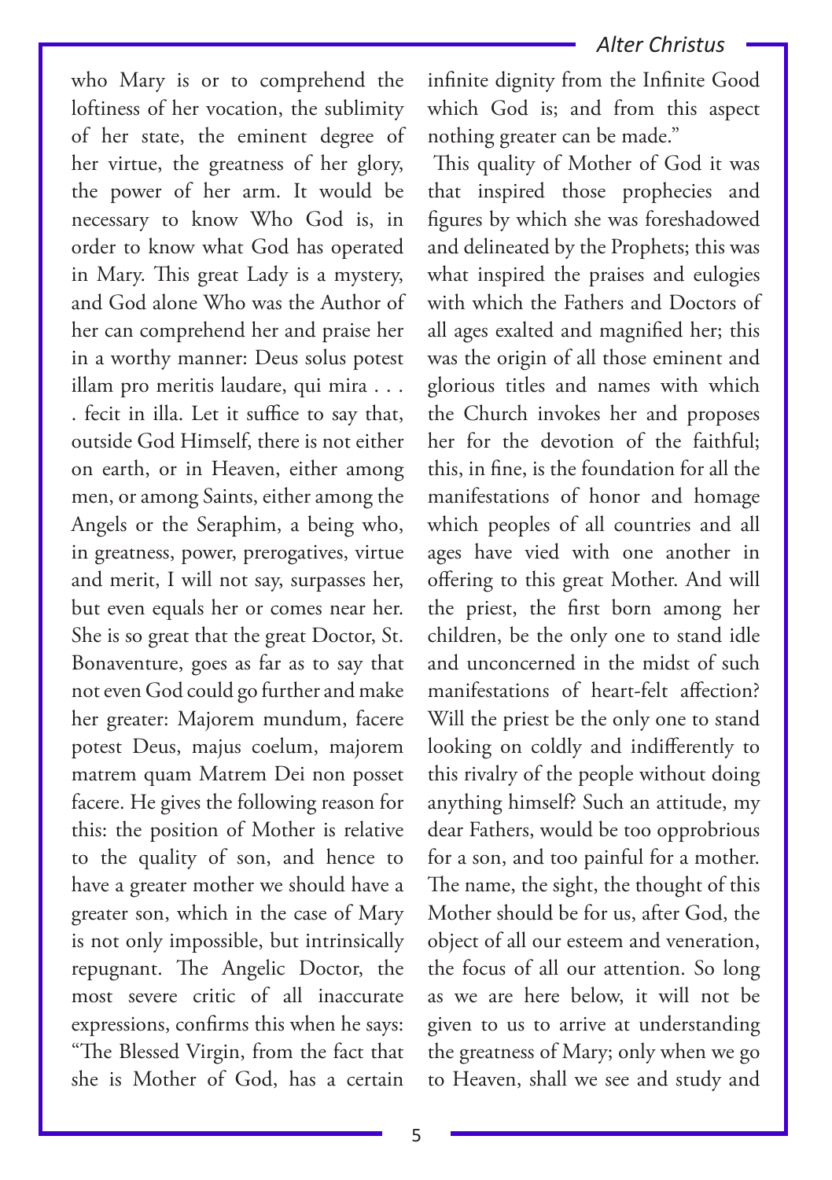who Mary is or to comprehend the loftiness of her vocation, the sublimity of her state, the eminent degree of her virtue, the greatness of her glory, the power of her arm. It would be necessary to know Who God is, in order to know what God has operated in Mary. This great Lady is a mystery, and God alone Who was the Author of her can comprehend her and praise her in a worthy manner: Deus solus potest illam pro meritis laudare, qui mira . . . . fecit in illa. Let it suffice to say that, outside God Himself, there is not either on earth, or in Heaven, either among men, or among Saints, either among the Angels or the Seraphim, a being who, in greatness, power, prerogatives, virtue and merit, I will not say, surpasses her, but even equals her or comes near her. She is so great that the great Doctor, St. Bonaventure, goes as far as to say that not even God could go further and make her greater: Majorem mundum, facere potest Deus, majus coelum, majorem matrem quam Matrem Dei non posset facere. He gives the following reason for this: the position of Mother is relative to the quality of son, and hence to have a greater mother we should have a greater son, which in the case of Mary is not only impossible, but intrinsically repugnant. The Angelic Doctor, the most severe critic of all inaccurate expressions, confirms this when he says: "The Blessed Virgin, from the fact that she is Mother of God, has a certain infinite dignity from the Infinite Good which God is; and from this aspect nothing greater can be made."

This quality of Mother of God it was that inspired those prophecies and figures by which she was foreshadowed and delineated by the Prophets; this was what inspired the praises and eulogies with which the Fathers and Doctors of all ages exalted and magnified her; this was the origin of all those eminent and glorious titles and names with which the Church invokes her and proposes her for the devotion of the faithful; this, in fine, is the foundation for all the manifestations of honor and homage which peoples of all countries and all ages have vied with one another in offering to this great Mother. And will the priest, the first born among her children, be the only one to stand idle and unconcerned in the midst of such manifestations of heart-felt affection? Will the priest be the only one to stand looking on coldly and indifferently to this rivalry of the people without doing anything himself? Such an attitude, my dear Fathers, would be too opprobrious for a son, and too painful for a mother. The name, the sight, the thought of this Mother should be for us, after God, the object of all our esteem and veneration, the focus of all our attention. So long as we are here below, it will not be given to us to arrive at understanding the greatness of Mary; only when we go to Heaven, shall we see and study and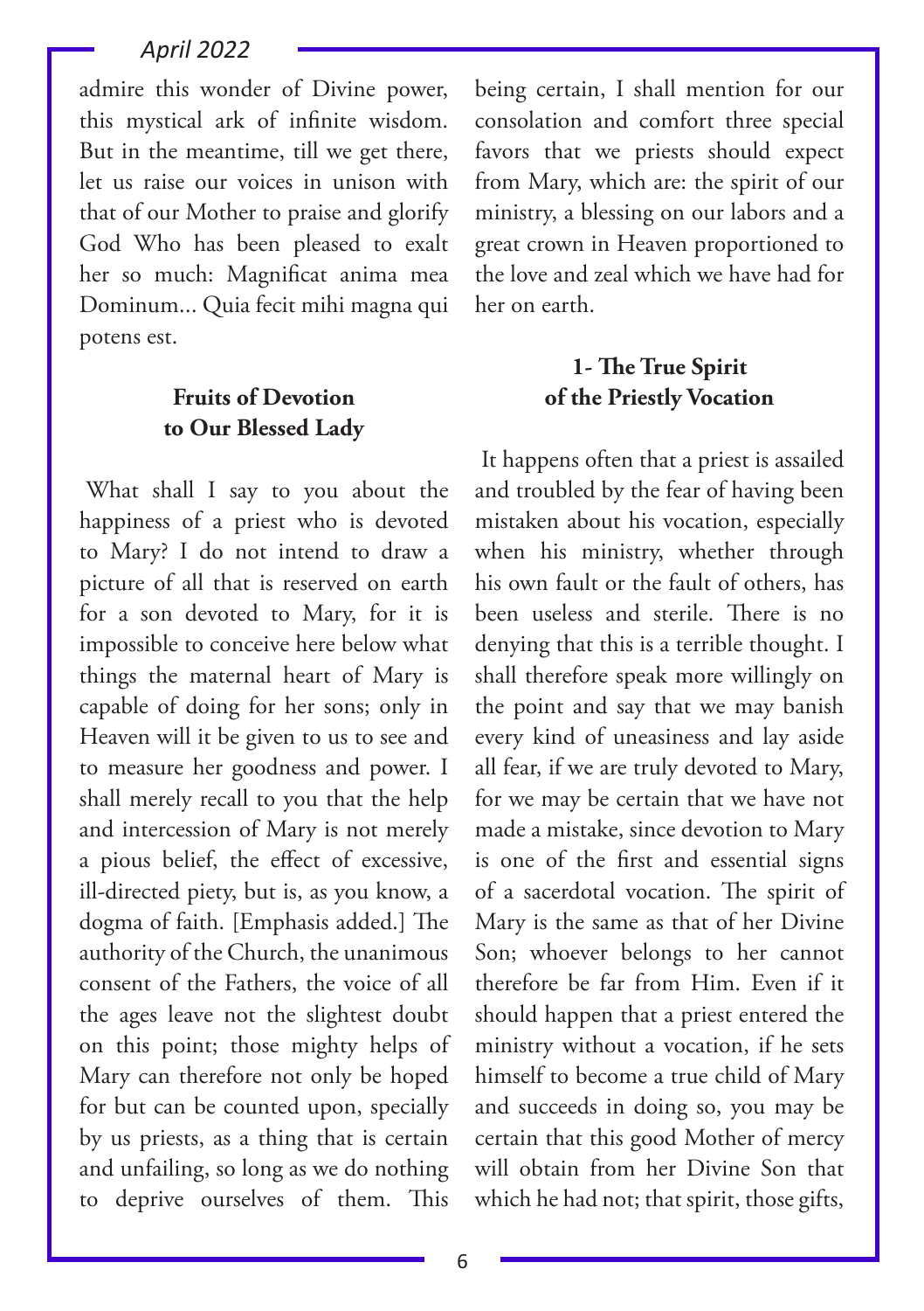admire this wonder of Divine power, this mystical ark of infinite wisdom. But in the meantime, till we get there, let us raise our voices in unison with that of our Mother to praise and glorify God Who has been pleased to exalt her so much: Magnificat anima mea Dominum... Quia fecit mihi magna qui potens est.

### Fruits of Devotion to Our Blessed Lady

What shall I say to you about the happiness of a priest who is devoted to Mary? I do not intend to draw a picture of all that is reserved on earth for a son devoted to Mary, for it is impossible to conceive here below what things the maternal heart of Mary is capable of doing for her sons; only in Heaven will it be given to us to see and to measure her goodness and power. I shall merely recall to you that the help and intercession of Mary is not merely a pious belief, the effect of excessive, ill-directed piety, but is, as you know, a dogma of faith. [Emphasis added.] The authority of the Church, the unanimous consent of the Fathers, the voice of all the ages leave not the slightest doubt on this point; those mighty helps of Mary can therefore not only be hoped for but can be counted upon, specially by us priests, as a thing that is certain and unfailing, so long as we do nothing to deprive ourselves of them. This being certain, I shall mention for our consolation and comfort three special favors that we priests should expect from Mary, which are: the spirit of our ministry, a blessing on our labors and a great crown in Heaven proportioned to the love and zeal which we have had for her on earth.

### 1- The True Spirit of the Priestly Vocation

It happens often that a priest is assailed and troubled by the fear of having been mistaken about his vocation, especially when his ministry, whether through his own fault or the fault of others, has been useless and sterile. There is no denying that this is a terrible thought. I shall therefore speak more willingly on the point and say that we may banish every kind of uneasiness and lay aside all fear, if we are truly devoted to Mary, for we may be certain that we have not made a mistake, since devotion to Mary is one of the first and essential signs of a sacerdotal vocation. The spirit of Mary is the same as that of her Divine Son; whoever belongs to her cannot therefore be far from Him. Even if it should happen that a priest entered the ministry without a vocation, if he sets himself to become a true child of Mary and succeeds in doing so, you may be certain that this good Mother of mercy will obtain from her Divine Son that which he had not; that spirit, those gifts,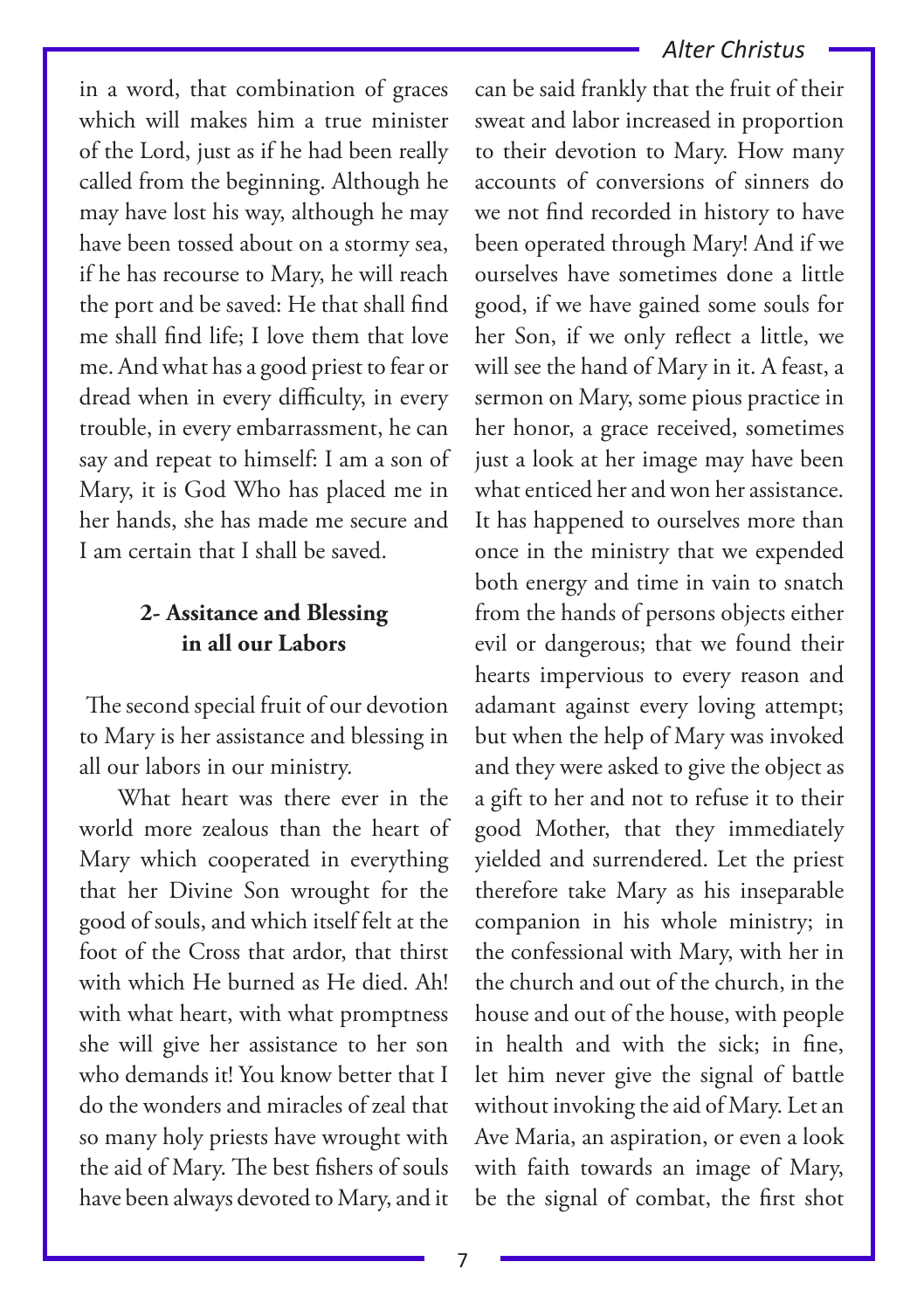in a word, that combination of graces which will makes him a true minister of the Lord, just as if he had been really called from the beginning. Although he may have lost his way, although he may have been tossed about on a stormy sea, if he has recourse to Mary, he will reach the port and be saved: He that shall find me shall find life; I love them that love me. And what has a good priest to fear or dread when in every difficulty, in every trouble, in every embarrassment, he can say and repeat to himself: I am a son of Mary, it is God Who has placed me in her hands, she has made me secure and I am certain that I shall be saved.

## 2- Assitance and Blessing in all our Labors

The second special fruit of our devotion to Mary is her assistance and blessing in all our labors in our ministry.

What heart was there ever in the world more zealous than the heart of Mary which cooperated in everything that her Divine Son wrought for the good of souls, and which itself felt at the foot of the Cross that ardor, that thirst with which He burned as He died. Ah! with what heart, with what promptness she will give her assistance to her son who demands it! You know better that I do the wonders and miracles of zeal that so many holy priests have wrought with the aid of Mary. The best fishers of souls have been always devoted to Mary, and it can be said frankly that the fruit of their sweat and labor increased in proportion to their devotion to Mary. How many accounts of conversions of sinners do we not find recorded in history to have been operated through Mary! And if we ourselves have sometimes done a little good, if we have gained some souls for her Son, if we only reflect a little, we will see the hand of Mary in it. A feast, a sermon on Mary, some pious practice in her honor, a grace received, sometimes just a look at her image may have been what enticed her and won her assistance. It has happened to ourselves more than once in the ministry that we expended both energy and time in vain to snatch from the hands of persons objects either evil or dangerous; that we found their hearts impervious to every reason and adamant against every loving attempt; but when the help of Mary was invoked and they were asked to give the object as a gift to her and not to refuse it to their good Mother, that they immediately yielded and surrendered. Let the priest therefore take Mary as his inseparable companion in his whole ministry; in the confessional with Mary, with her in the church and out of the church, in the house and out of the house, with people in health and with the sick; in fine, let him never give the signal of battle without invoking the aid of Mary. Let an Ave Maria, an aspiration, or even a look with faith towards an image of Mary, be the signal of combat, the first shot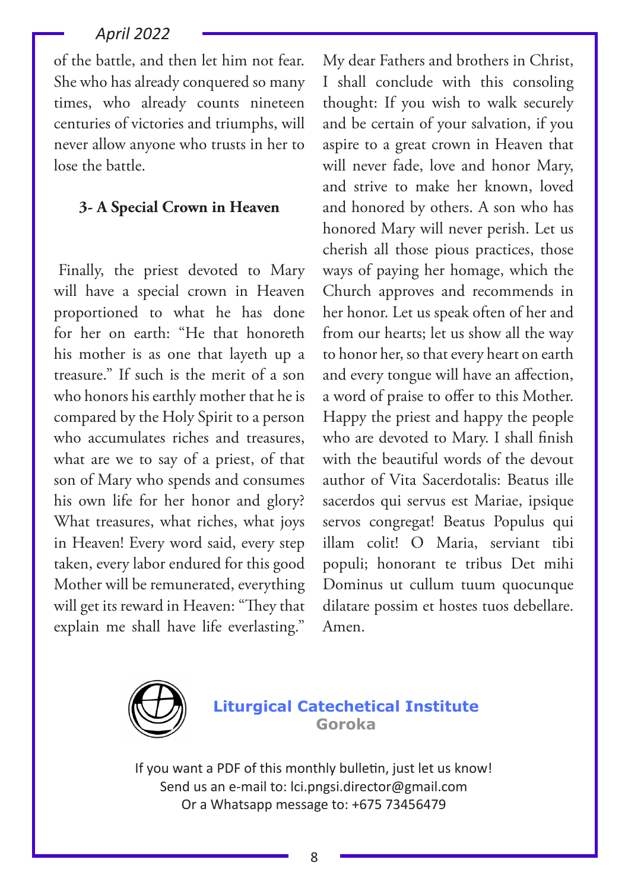of the battle, and then let him not fear. She who has already conquered so many times, who already counts nineteen centuries of victories and triumphs, will never allow anyone who trusts in her to lose the battle.

### 3- A Special Crown in Heaven

Finally, the priest devoted to Mary will have a special crown in Heaven proportioned to what he has done for her on earth: "He that honoreth his mother is as one that layeth up a treasure." If such is the merit of a son who honors his earthly mother that he is compared by the Holy Spirit to a person who accumulates riches and treasures, what are we to say of a priest, of that son of Mary who spends and consumes his own life for her honor and glory? What treasures, what riches, what joys in Heaven! Every word said, every step taken, every labor endured for this good Mother will be remunerated, everything will get its reward in Heaven: "They that explain me shall have life everlasting."

My dear Fathers and brothers in Christ, I shall conclude with this consoling thought: If you wish to walk securely and be certain of your salvation, if you aspire to a great crown in Heaven that will never fade, love and honor Mary, and strive to make her known, loved and honored by others. A son who has honored Mary will never perish. Let us cherish all those pious practices, those ways of paying her homage, which the Church approves and recommends in her honor. Let us speak often of her and from our hearts; let us show all the way to honor her, so that every heart on earth and every tongue will have an affection, a word of praise to offer to this Mother. Happy the priest and happy the people who are devoted to Mary. I shall finish with the beautiful words of the devout author of Vita Sacerdotalis: Beatus ille sacerdos qui servus est Mariae, ipsique servos congregat! Beatus Populus qui illam colit! O Maria, serviant tibi populi; honorant te tribus Det mihi Dominus ut cullum tuum quocunque dilatare possim et hostes tuos debellare. Amen.

**Liturgical Catechetical Institute**
**Goroka**

If you want a PDF of this monthly bulletin, just let us know!
Send us an e-mail to: lci.pngsi.director@gmail.com
Or a Whatsapp message to: +675 73456479